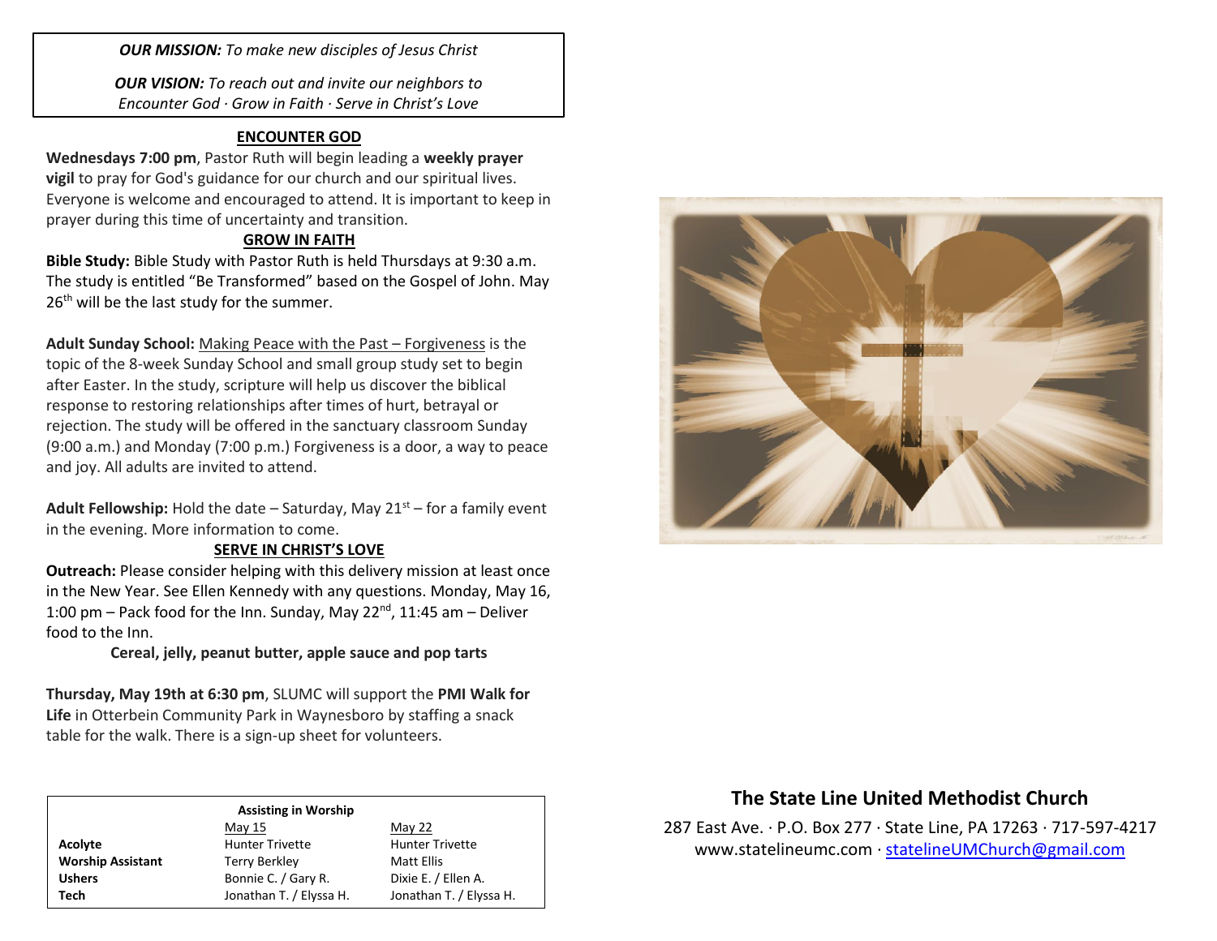***OUR MISSION:*** *To make new disciples of Jesus Christ*

***OUR VISION:*** *To reach out and invite our neighbors to Encounter God · Grow in Faith · Serve in Christ's Love*

## ENCOUNTER GOD

**Wednesdays 7:00 pm**, Pastor Ruth will begin leading a **weekly prayer vigil** to pray for God's guidance for our church and our spiritual lives. Everyone is welcome and encouraged to attend. It is important to keep in prayer during this time of uncertainty and transition.

## GROW IN FAITH

**Bible Study:** Bible Study with Pastor Ruth is held Thursdays at 9:30 a.m. The study is entitled "Be Transformed" based on the Gospel of John. May 26th will be the last study for the summer.

**Adult Sunday School:** Making Peace with the Past – Forgiveness is the topic of the 8-week Sunday School and small group study set to begin after Easter. In the study, scripture will help us discover the biblical response to restoring relationships after times of hurt, betrayal or rejection. The study will be offered in the sanctuary classroom Sunday (9:00 a.m.) and Monday (7:00 p.m.) Forgiveness is a door, a way to peace and joy. All adults are invited to attend.

**Adult Fellowship:** Hold the date – Saturday, May 21st – for a family event in the evening. More information to come.

## SERVE IN CHRIST'S LOVE

**Outreach:** Please consider helping with this delivery mission at least once in the New Year. See Ellen Kennedy with any questions. Monday, May 16, 1:00 pm – Pack food for the Inn. Sunday, May 22nd, 11:45 am – Deliver food to the Inn.

**Cereal, jelly, peanut butter, apple sauce and pop tarts**

**Thursday, May 19th at 6:30 pm**, SLUMC will support the **PMI Walk for Life** in Otterbein Community Park in Waynesboro by staffing a snack table for the walk. There is a sign-up sheet for volunteers.

**Assisting in Worship**

| | May 15 | May 22 |
|---|---|---|
| **Acolyte** | Hunter Trivette | Hunter Trivette |
| **Worship Assistant** | Terry Berkley | Matt Ellis |
| **Ushers** | Bonnie C. / Gary R. | Dixie E. / Ellen A. |
| **Tech** | Jonathan T. / Elyssa H. | Jonathan T. / Elyssa H. |

# The State Line United Methodist Church

287 East Ave. · P.O. Box 277 · State Line, PA 17263 · 717-597-4217
www.statelineumc.com · statelineUMChurch@gmail.com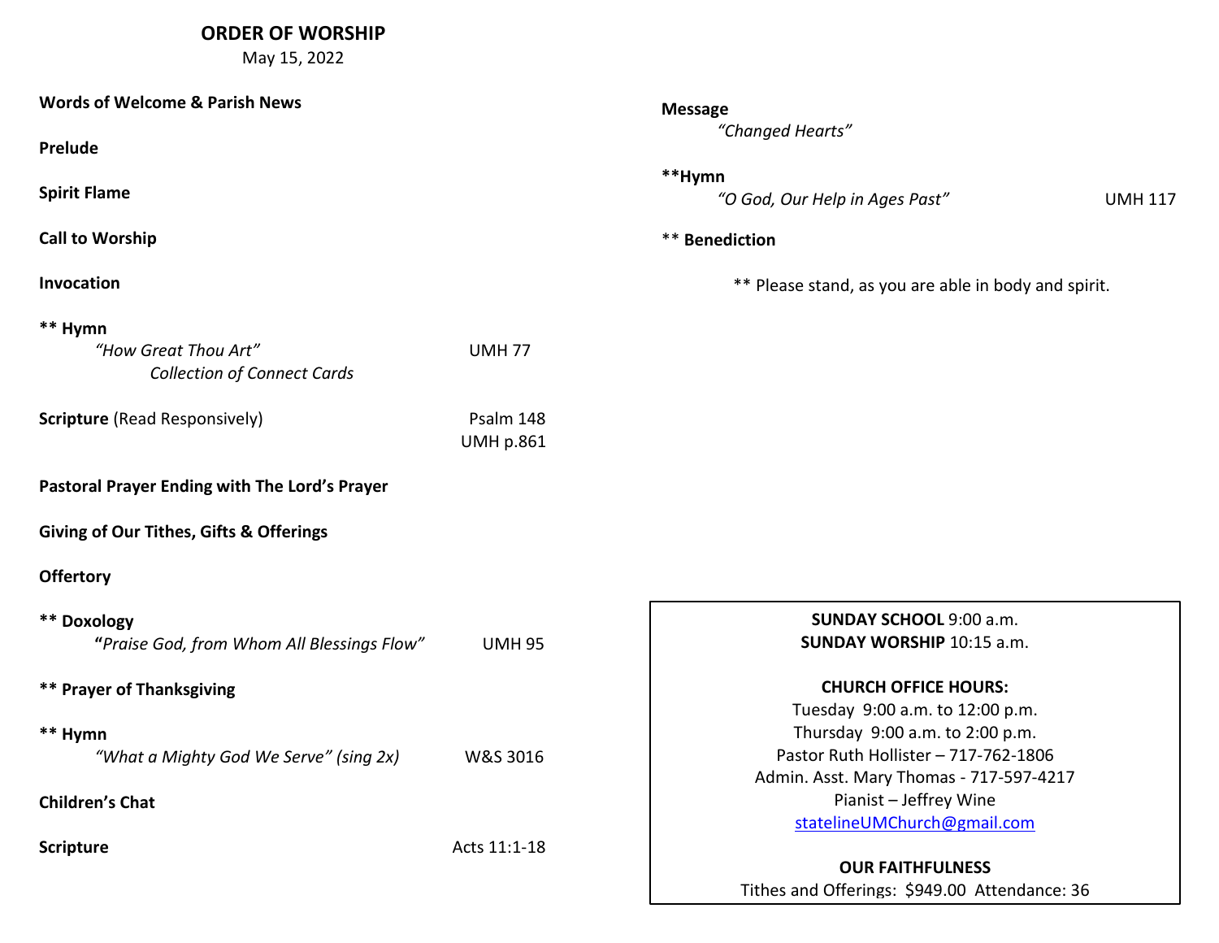## ORDER OF WORSHIP

May 15, 2022

**Words of Welcome & Parish News**

**Prelude**

**Spirit Flame**

**Call to Worship**

**Invocation**

**** Hymn**
*"How Great Thou Art"* UMH 77
*Collection of Connect Cards*

**Scripture** (Read Responsively) Psalm 148
UMH p.861

**Pastoral Prayer Ending with The Lord's Prayer**

**Giving of Our Tithes, Gifts & Offerings**

**Offertory**

**** Doxology**
**"***Praise God, from Whom All Blessings Flow"* UMH 95

**** Prayer of Thanksgiving**

**** Hymn**
*"What a Mighty God We Serve" (sing 2x)* W&S 3016

**Children's Chat**

**Scripture** Acts 11:1-18

**Message**
*"Changed Hearts"*

****Hymn**
*"O God, Our Help in Ages Past"* UMH 117

** **Benediction**

** Please stand, as you are able in body and spirit.

---

**SUNDAY SCHOOL** 9:00 a.m.
**SUNDAY WORSHIP** 10:15 a.m.

**CHURCH OFFICE HOURS:**
Tuesday 9:00 a.m. to 12:00 p.m.
Thursday 9:00 a.m. to 2:00 p.m.
Pastor Ruth Hollister – 717-762-1806
Admin. Asst. Mary Thomas - 717-597-4217
Pianist – Jeffrey Wine
statelineUMChurch@gmail.com

**OUR FAITHFULNESS**
Tithes and Offerings: $949.00 Attendance: 36